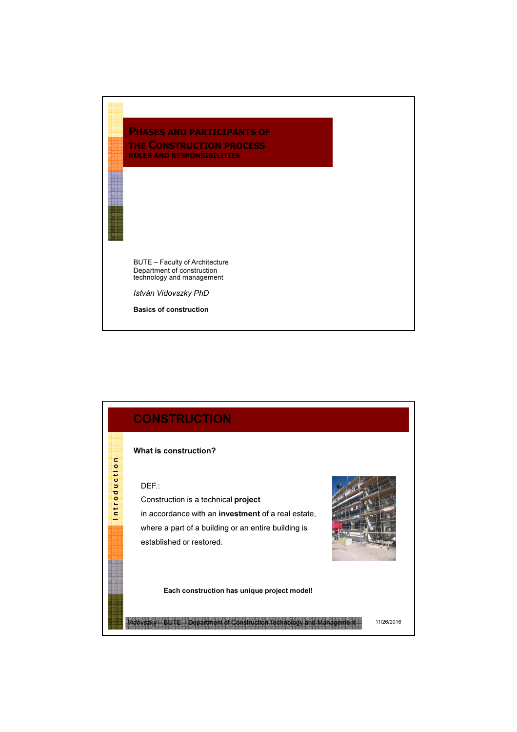# Phases and Participants of the Construction Process

### Roles and Responsibilities

BUTE – Faculty of Architecture
Department of construction technology and management

*István Vidovszky PhD*

**Basics of construction**

## CONSTRUCTION

Introduction

**What is construction?**

DEF.:

Construction is a technical **project** in accordance with an **investment** of a real estate, where a part of a building or an entire building is established or restored.

**Each construction has unique project model!**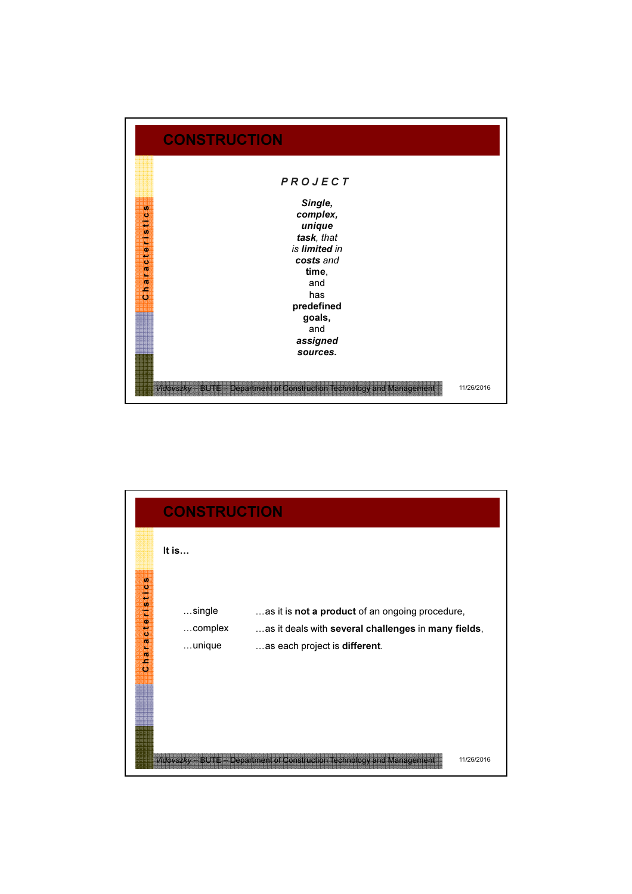## CONSTRUCTION

*Characteristics*

***P R O J E C T***

***Single,***
***complex,***
***unique***
***task**, that*
*is **limited** in*
***costs** and*
**time**,
and
has
**predefined**
**goals,**
and
***assigned***
***sources.***

Vidovszky – BUTE – Department of Construction Technology and Management

11/26/2016

## CONSTRUCTION

*Characteristics*

**It is…**

| | |
|---|---|
| …single | …as it is **not a product** of an ongoing procedure, |
| …complex | …as it deals with **several challenges** in **many fields**, |
| …unique | …as each project is **different**. |

Vidovszky – BUTE – Department of Construction Technology and Management

11/26/2016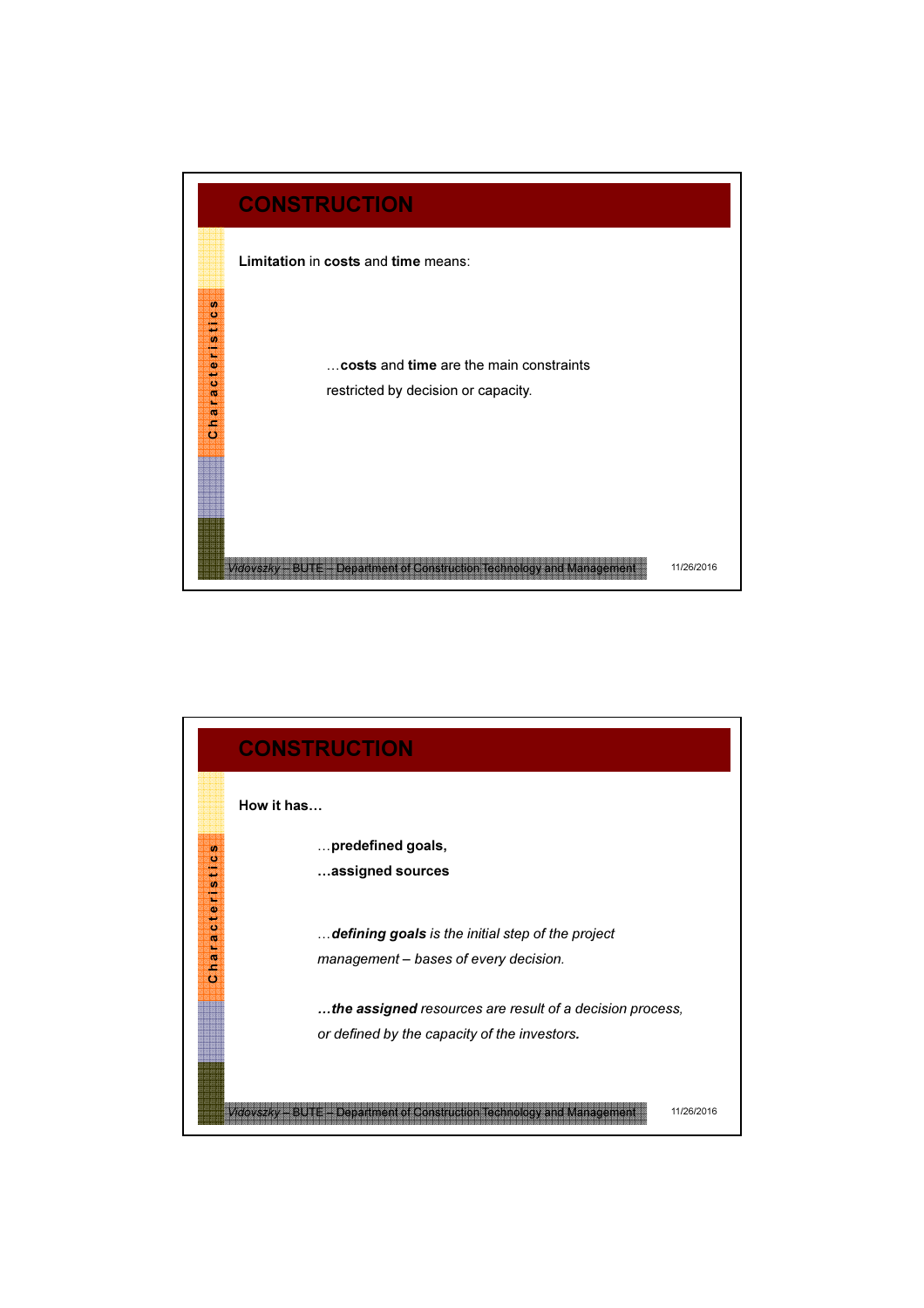## CONSTRUCTION

**Limitation** in **costs** and **time** means:

…**costs** and **time** are the main constraints restricted by decision or capacity.

## CONSTRUCTION

**How it has…**

…**predefined goals,**

**…assigned sources**

*…**defining goals** is the initial step of the project management – bases of every decision.*

***…the assigned** resources are result of a decision process, or defined by the capacity of the investors.*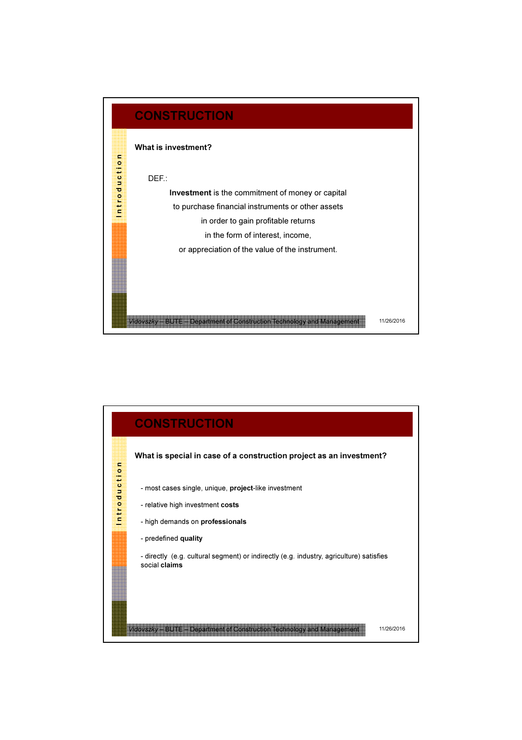# CONSTRUCTION

**What is investment?**

DEF.:

**Investment** is the commitment of money or capital
to purchase financial instruments or other assets
in order to gain profitable returns
in the form of interest, income,
or appreciation of the value of the instrument.

# CONSTRUCTION

**What is special in case of a construction project as an investment?**

- most cases single, unique, **project**-like investment
- relative high investment **costs**
- high demands on **professionals**
- predefined **quality**
- directly (e.g. cultural segment) or indirectly (e.g. industry, agriculture) satisfies social **claims**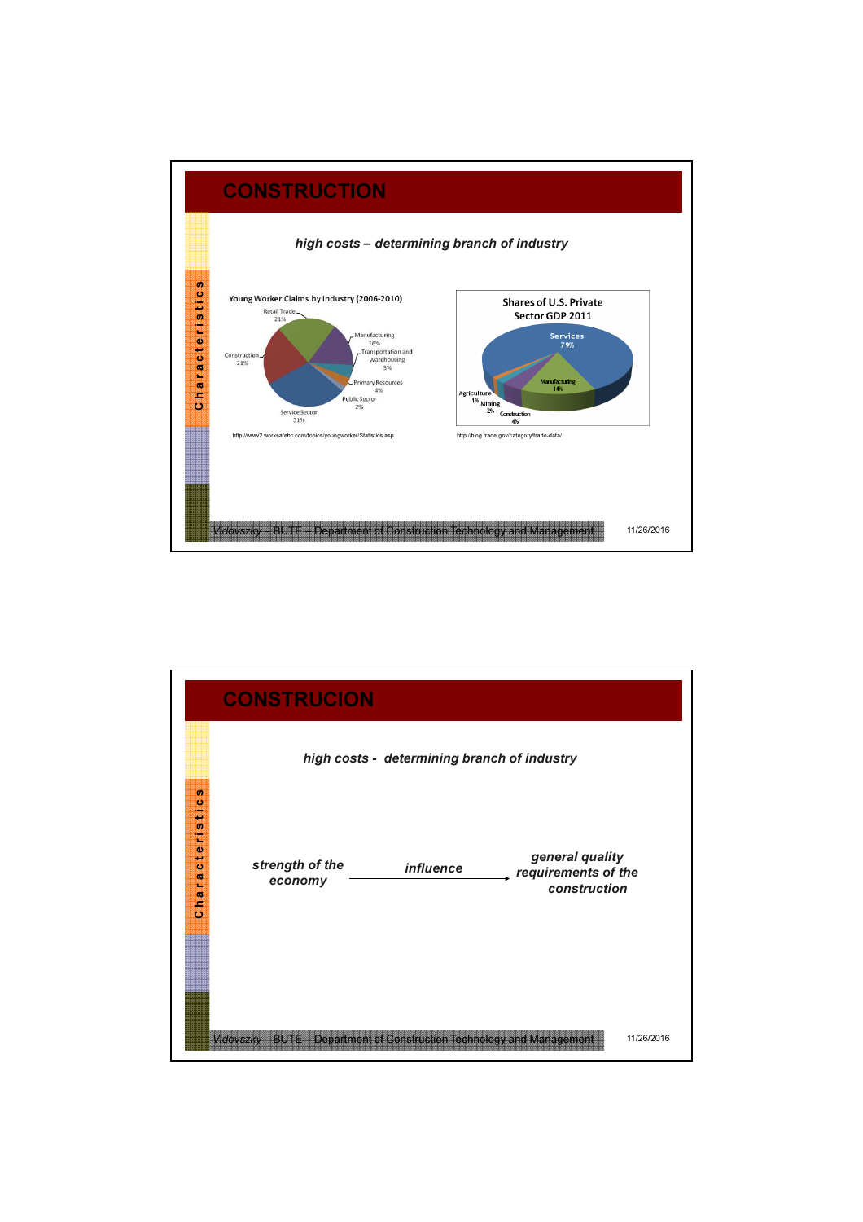# CONSTRUCTION

*high costs – determining branch of industry*

**Young Worker Claims by Industry (2006-2010)**

- Retail Trade 21%
- Manufacturing 16%
- Transportation and Warehousing 5%
- Primary Resources 4%
- Public Sector 2%
- Service Sector 31%
- Construction 21%

http://www2.worksafebc.com/topics/youngworker/Statistics.asp

**Shares of U.S. Private Sector GDP 2011**

- Services 79%
- Manufacturing 14%
- Agriculture 1%
- Mining 2%
- Construction 4%

http://blog.trade.gov/category/trade-data/

# CONSTRUCION

*high costs - determining branch of industry*

*strength of the economy* → *influence* → *general quality requirements of the construction*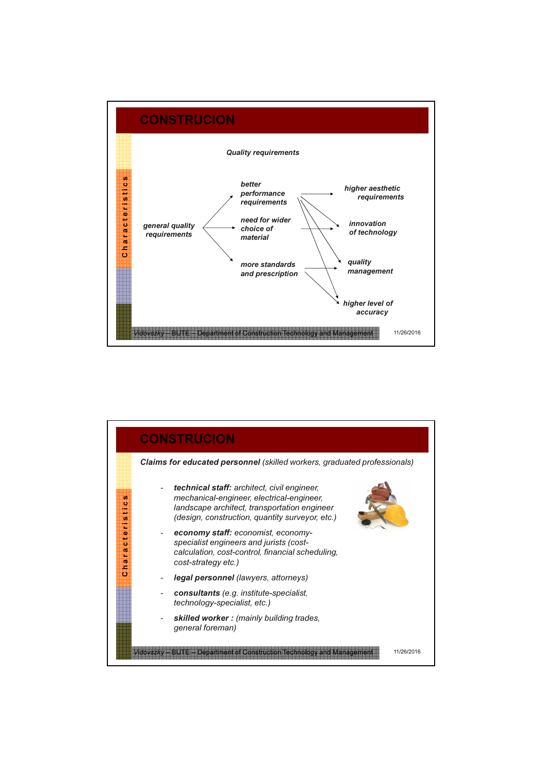# CONSTRUCION

*Quality requirements*

- ***general quality requirements***
  - ***better performance requirements***
  - ***need for wider choice of material***
  - ***more standards and prescription***
- ***higher aesthetic requirements***
- ***innovation of technology***
- ***quality management***
- ***higher level of accuracy***

# CONSTRUCION

***Claims for educated personnel*** *(skilled workers, graduated professionals)*

- ***technical staff:*** *architect, civil engineer, mechanical-engineer, electrical-engineer, landscape architect, transportation engineer (design, construction, quantity surveyor, etc.)*
- ***economy staff:*** *economist, economy-specialist engineers and jurists (cost-calculation, cost-control, financial scheduling, cost-strategy etc.)*
- ***legal personnel*** *(lawyers, attorneys)*
- ***consultants*** *(e.g. institute-specialist, technology-specialist, etc.)*
- ***skilled worker :*** *(mainly building trades, general foreman)*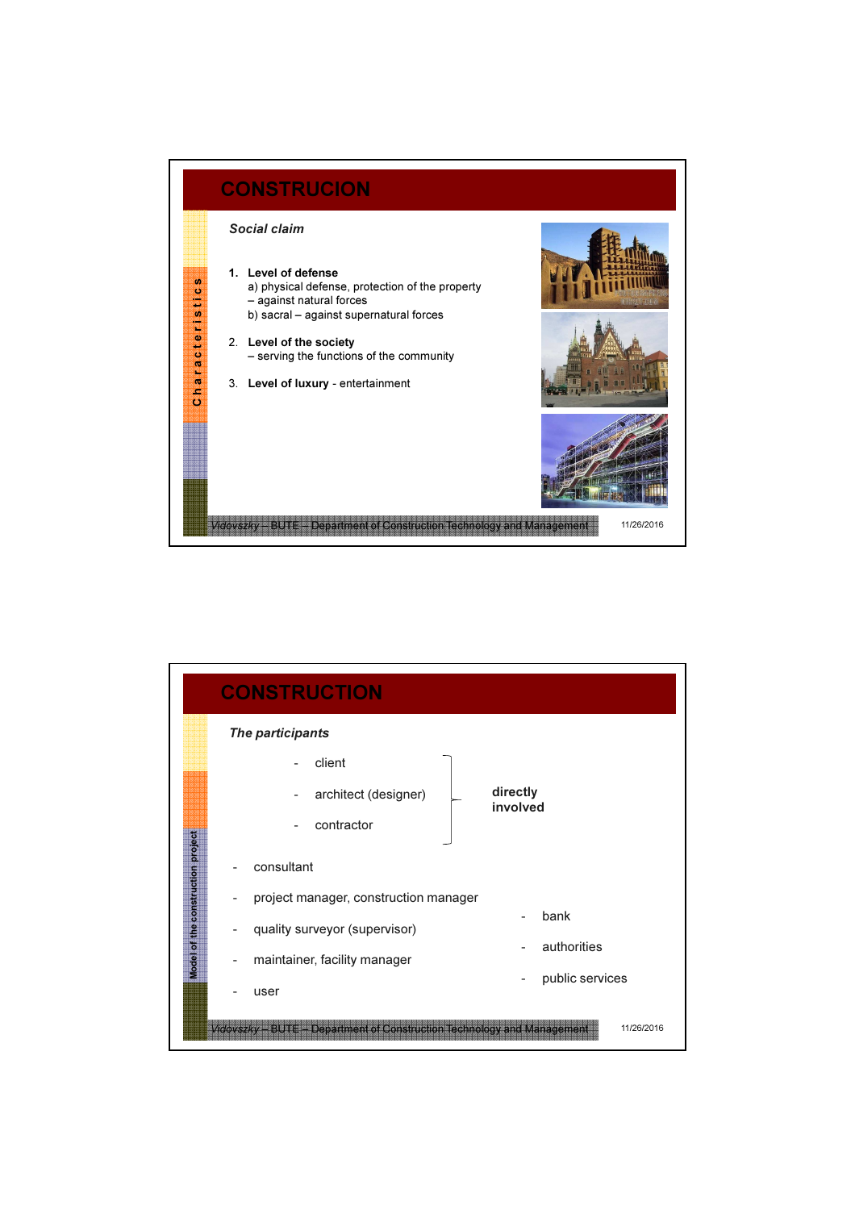## CONSTRUCION

*Characteristics*

### *Social claim*

1. **Level of defense**
   a) physical defense, protection of the property
   – against natural forces
   b) sacral – against supernatural forces
2. **Level of the society**
   – serving the functions of the community
3. **Level of luxury** - entertainment

## CONSTRUCTION

*Model of the construction project*

### *The participants*

- client
- architect (designer)
- contractor

**directly involved**

- consultant
- project manager, construction manager
- quality surveyor (supervisor)
- maintainer, facility manager
- user

- bank
- authorities
- public services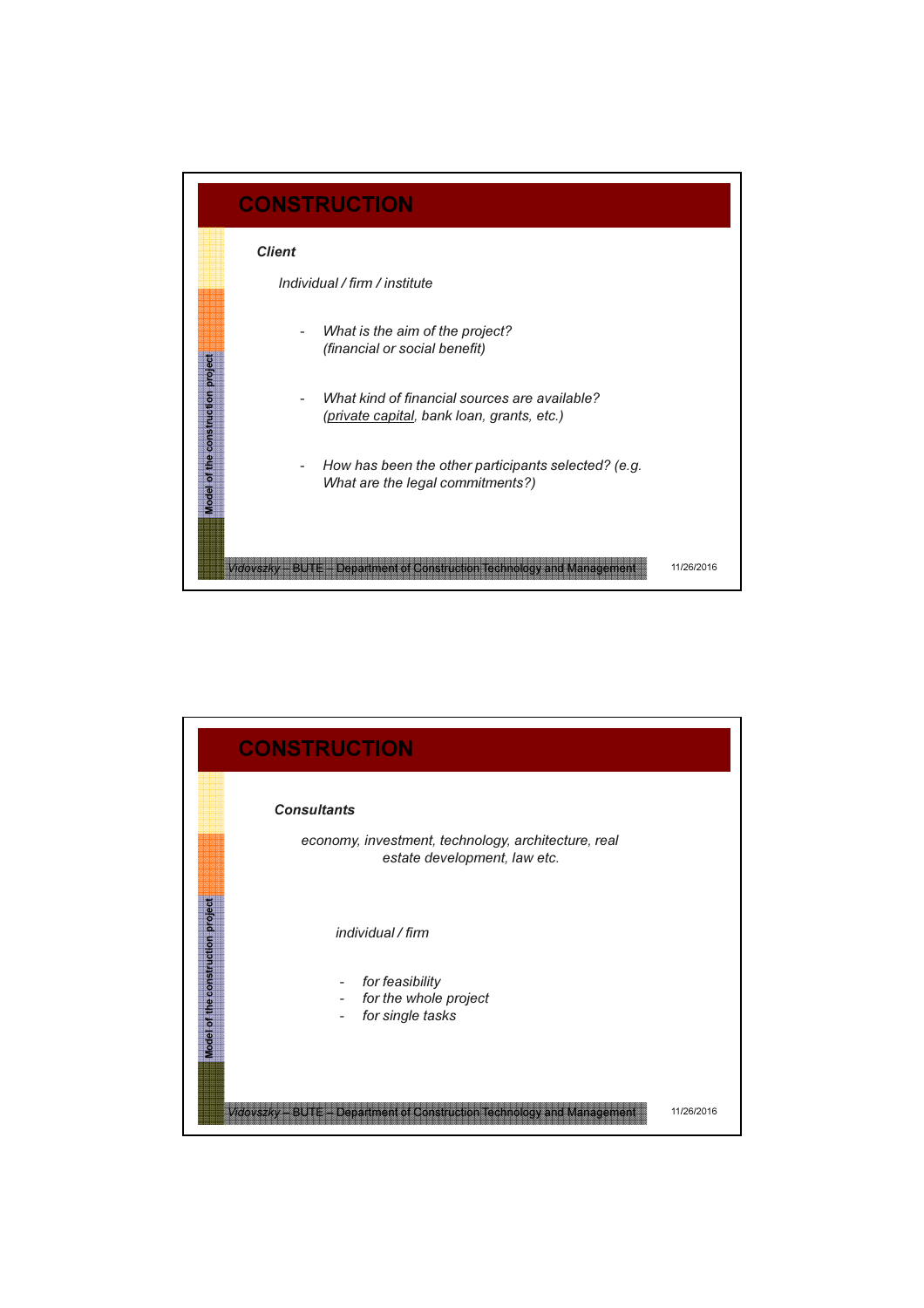# CONSTRUCTION

***Client***

*Individual / firm / institute*

- *What is the aim of the project? (financial or social benefit)*
- *What kind of financial sources are available? (private capital, bank loan, grants, etc.)*
- *How has been the other participants selected? (e.g. What are the legal commitments?)*

# CONSTRUCTION

***Consultants***

*economy, investment, technology, architecture, real estate development, law etc.*

*individual / firm*

- *for feasibility*
- *for the whole project*
- *for single tasks*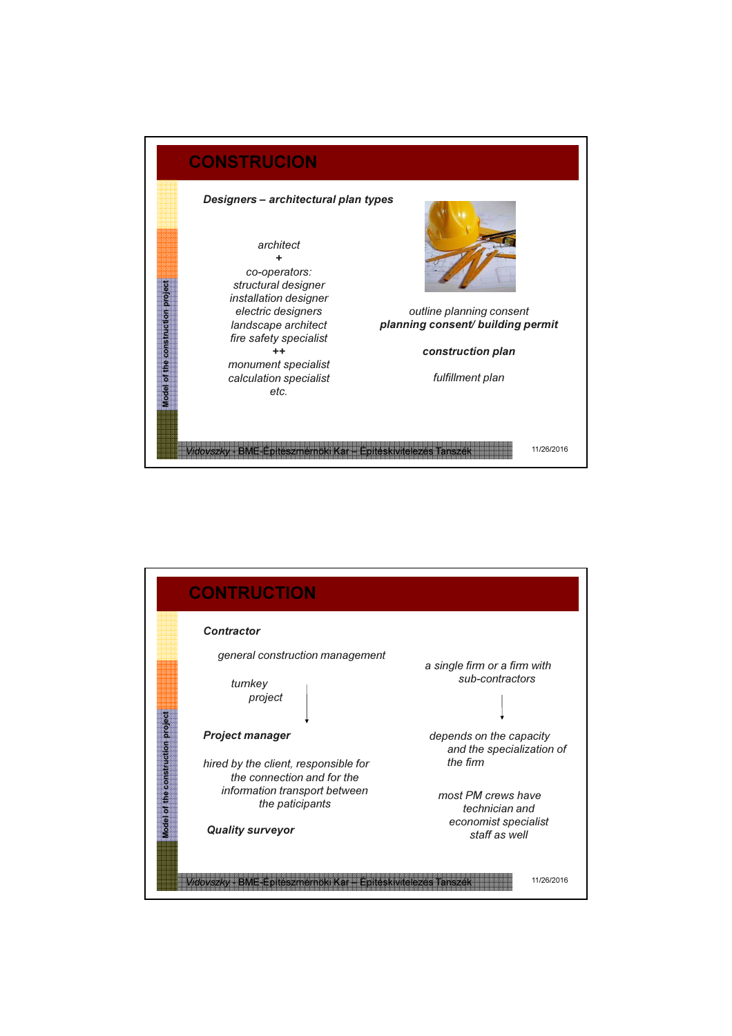# CONSTRUCION

***Designers – architectural plan types***

*architect*
**+**
*co-operators:*
*structural designer*
*installation designer*
*electric designers*
*landscape architect*
*fire safety specialist*
**++**
*monument specialist*
*calculation specialist*
*etc.*

*outline planning consent*
***planning consent/ building permit***

***construction plan***

*fulfillment plan*

# CONTRUCTION

***Contractor***

*general construction management*

*turnkey project*

*a single firm or a firm with sub-contractors*

*depends on the capacity and the specialization of the firm*

***Project manager***

*hired by the client, responsible for the connection and for the information transport between the paticipants*

*most PM crews have technician and economist specialist staff as well*

***Quality surveyor***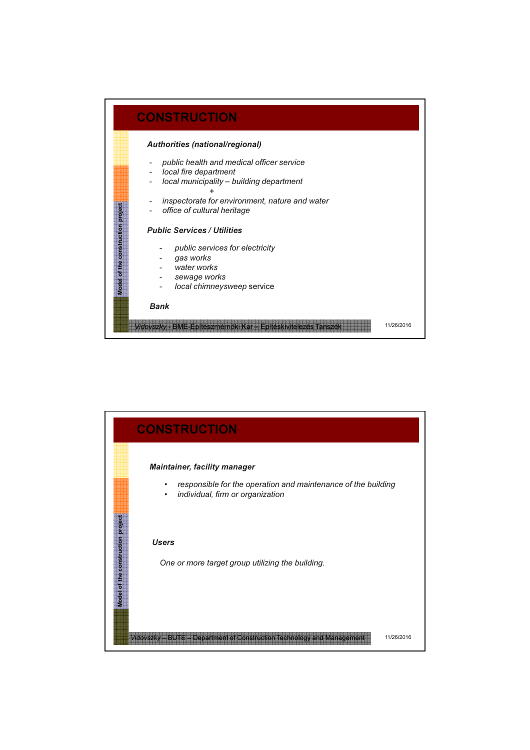## CONSTRUCTION

***Authorities (national/regional)***

- *public health and medical officer service*
- *local fire department*
- *local municipality – building department*

  \+

- *inspectorate for environment, nature and water*
- *office of cultural heritage*

***Public Services / Utilities***

- *public services for electricity*
- *gas works*
- *water works*
- *sewage works*
- *local chimneysweep* service

***Bank***

## CONSTRUCTION

***Maintainer, facility manager***

- *responsible for the operation and maintenance of the building*
- *individual, firm or organization*

***Users***

*One or more target group utilizing the building.*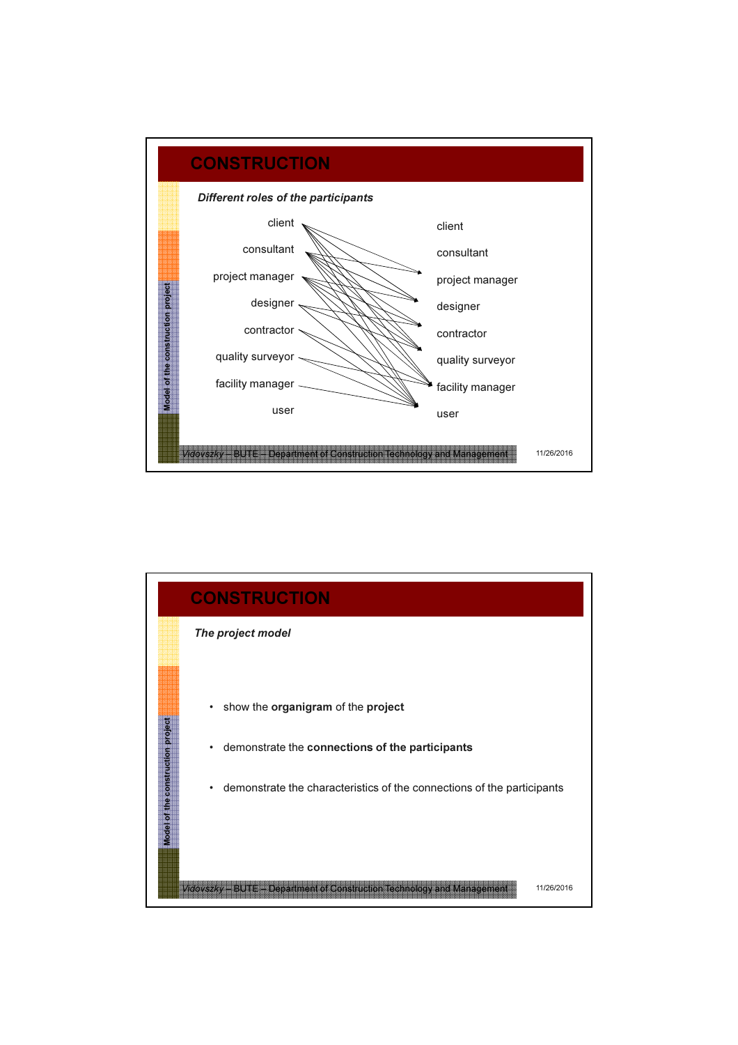# CONSTRUCTION

*Different roles of the participants*

| | |
|---|---|
| client | client |
| consultant | consultant |
| project manager | project manager |
| designer | designer |
| contractor | contractor |
| quality surveyor | quality surveyor |
| facility manager | facility manager |
| user | user |

# CONSTRUCTION

*The project model*

- show the **organigram** of the **project**
- demonstrate the **connections of the participants**
- demonstrate the characteristics of the connections of the participants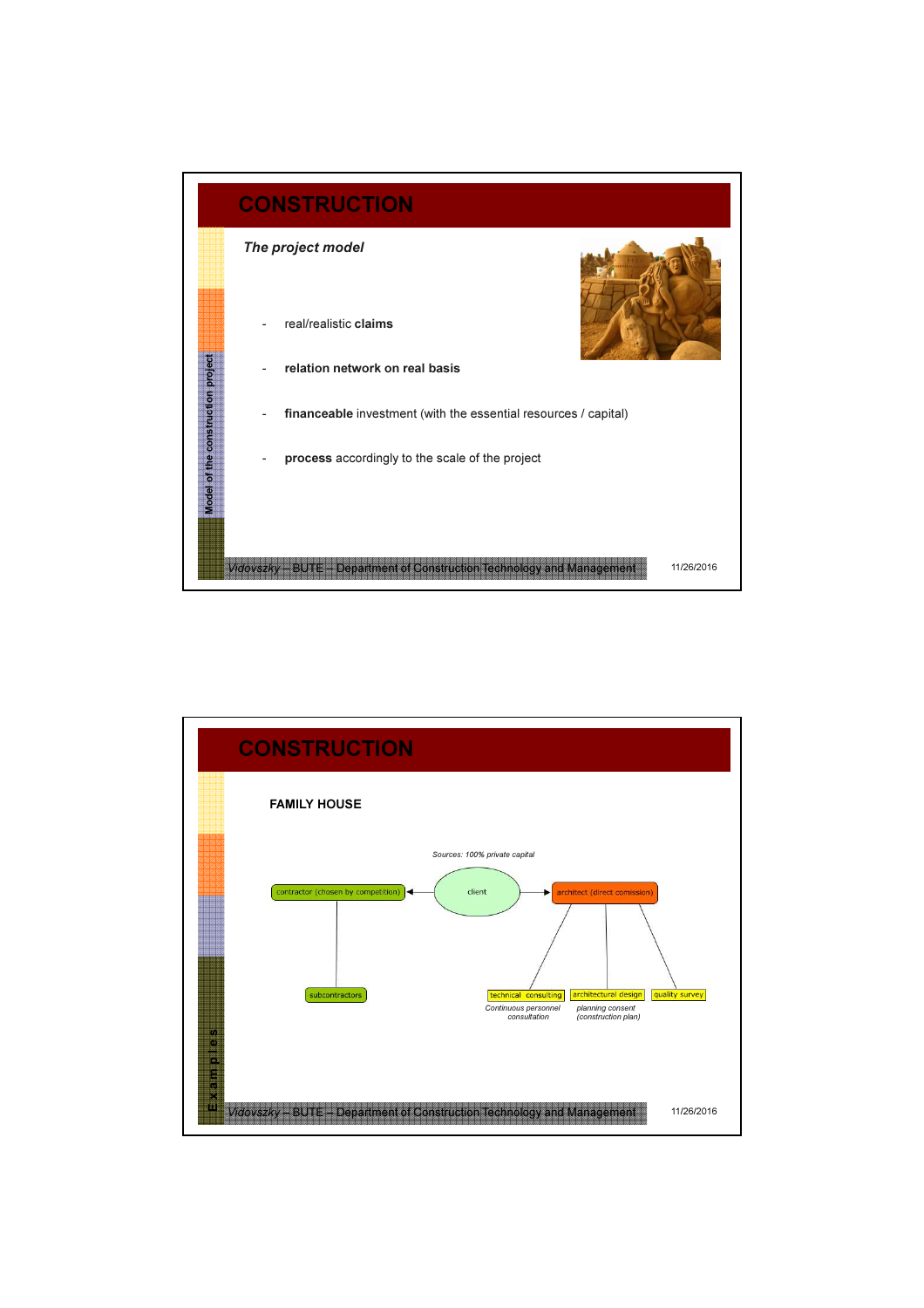# CONSTRUCTION

*The project model*

- real/realistic **claims**
- **relation network on real basis**
- **financeable** investment (with the essential resources / capital)
- **process** accordingly to the scale of the project

Model of the construction project

# CONSTRUCTION

**FAMILY HOUSE**

*Sources: 100% private capital*

contractor (chosen by competition) ← client → architect (direct comission)

contractor (chosen by competition) — subcontractors

architect (direct comission) — technical consulting, architectural design, quality survey

technical consulting: *Continuous personnel consultation*

architectural design: *planning consent (construction plan)*

quality survey

Examples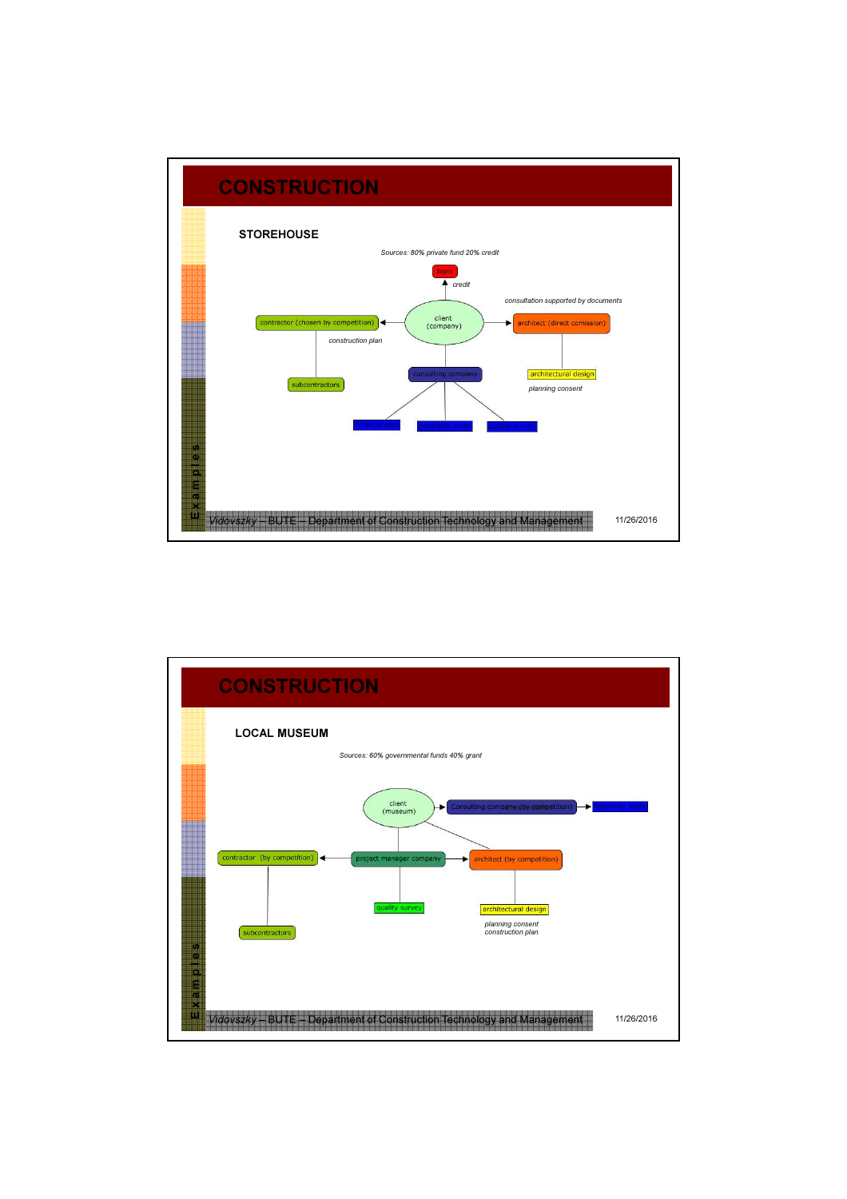# CONSTRUCTION

## STOREHOUSE

*Sources: 80% private fund 20% credit*

Bank

*credit*

client (company)

contractor (chosen by competition)

*construction plan*

subcontractors

consulting company

architect (direct comission)

*consultation supported by documents*

architectural design

*planning consent*

Examples

# CONSTRUCTION

## LOCAL MUSEUM

*Sources: 60% governmental funds 40% grant*

client (museum)

Consulting company (by competition)

contractor (by competition)

project manager company

architect (by competition)

subcontractors

quality survey

architectural design

*planning consent*
*construction plan*

Examples